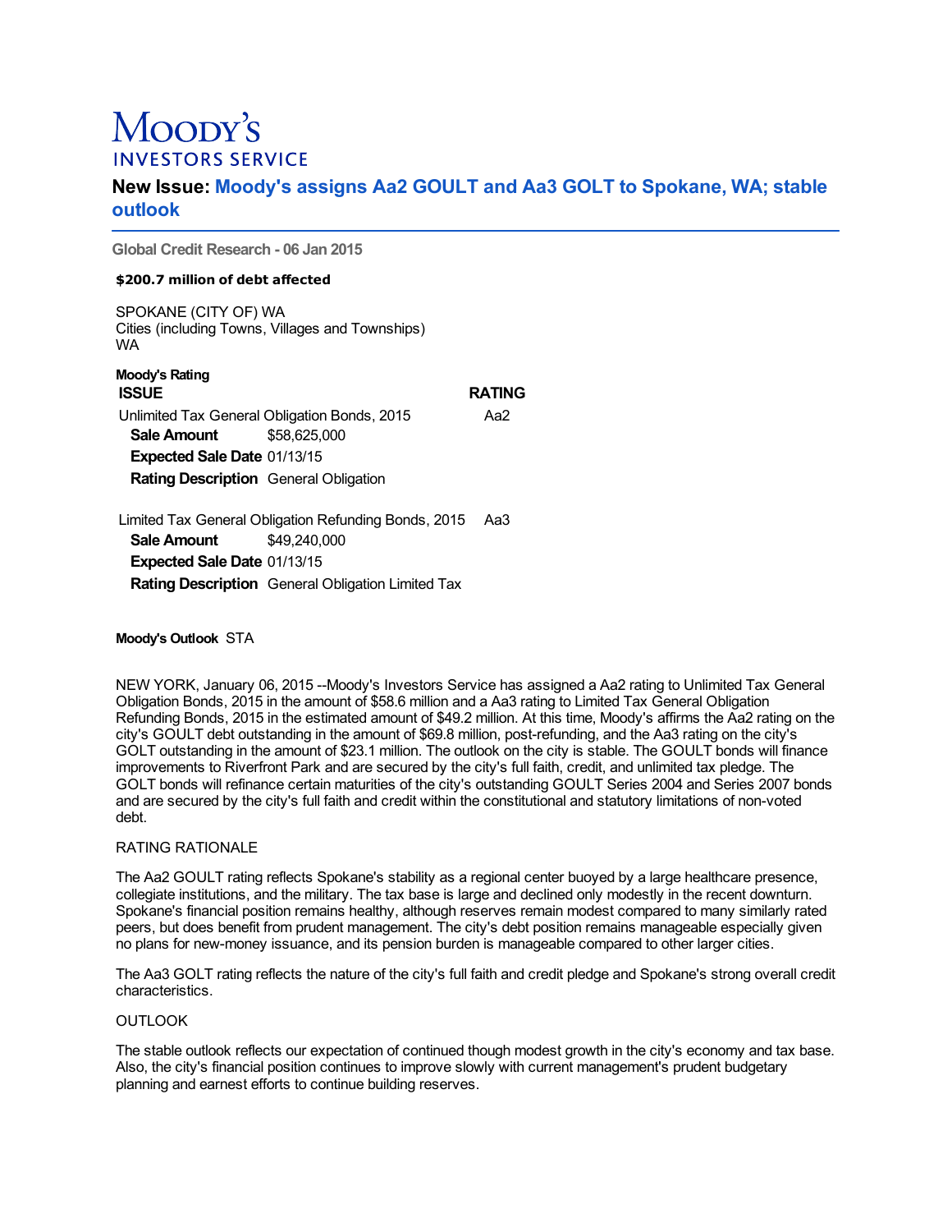Moody's INVESTORS SERVICE

# New Issue: Moody's assigns Aa2 GOULT and Aa3 GOLT to Spokane, WA; stable outlook

**Global Credit Research - 06 Jan 2015**

**$200.7 million of debt affected**

SPOKANE (CITY OF) WA
Cities (including Towns, Villages and Townships)
WA

**Moody's Rating**

| ISSUE | RATING |
|---|---|
| Unlimited Tax General Obligation Bonds, 2015 | Aa2 |
| **Sale Amount** $58,625,000 | |
| **Expected Sale Date** 01/13/15 | |
| **Rating Description** General Obligation | |
| Limited Tax General Obligation Refunding Bonds, 2015 | Aa3 |
| **Sale Amount** $49,240,000 | |
| **Expected Sale Date** 01/13/15 | |
| **Rating Description** General Obligation Limited Tax | |

**Moody's Outlook** STA

NEW YORK, January 06, 2015 --Moody's Investors Service has assigned a Aa2 rating to Unlimited Tax General Obligation Bonds, 2015 in the amount of $58.6 million and a Aa3 rating to Limited Tax General Obligation Refunding Bonds, 2015 in the estimated amount of $49.2 million. At this time, Moody's affirms the Aa2 rating on the city's GOULT debt outstanding in the amount of $69.8 million, post-refunding, and the Aa3 rating on the city's GOLT outstanding in the amount of $23.1 million. The outlook on the city is stable. The GOULT bonds will finance improvements to Riverfront Park and are secured by the city's full faith, credit, and unlimited tax pledge. The GOLT bonds will refinance certain maturities of the city's outstanding GOULT Series 2004 and Series 2007 bonds and are secured by the city's full faith and credit within the constitutional and statutory limitations of non-voted debt.

## RATING RATIONALE

The Aa2 GOULT rating reflects Spokane's stability as a regional center buoyed by a large healthcare presence, collegiate institutions, and the military. The tax base is large and declined only modestly in the recent downturn. Spokane's financial position remains healthy, although reserves remain modest compared to many similarly rated peers, but does benefit from prudent management. The city's debt position remains manageable especially given no plans for new-money issuance, and its pension burden is manageable compared to other larger cities.

The Aa3 GOLT rating reflects the nature of the city's full faith and credit pledge and Spokane's strong overall credit characteristics.

## OUTLOOK

The stable outlook reflects our expectation of continued though modest growth in the city's economy and tax base. Also, the city's financial position continues to improve slowly with current management's prudent budgetary planning and earnest efforts to continue building reserves.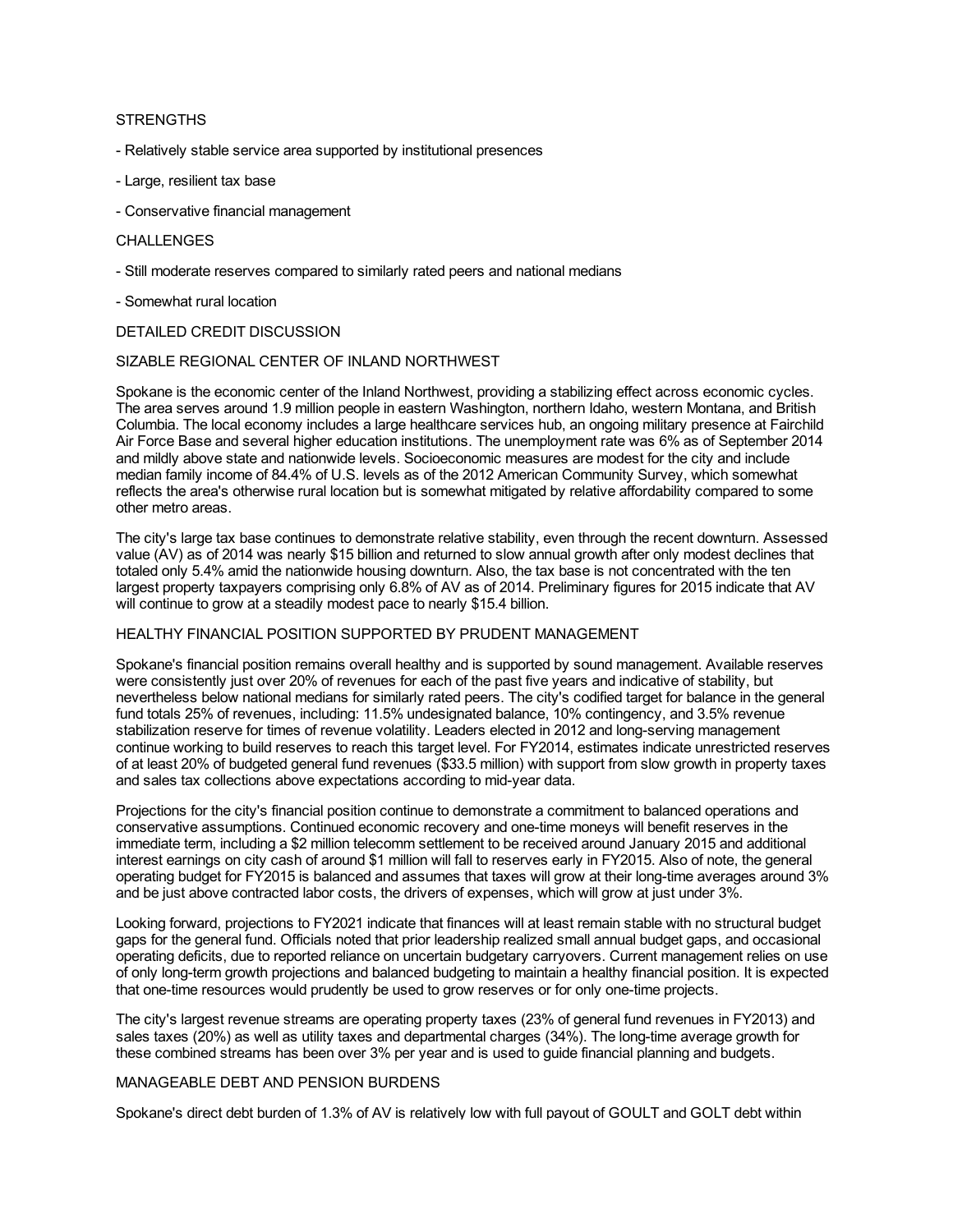STRENGTHS

- Relatively stable service area supported by institutional presences

- Large, resilient tax base

- Conservative financial management

CHALLENGES

- Still moderate reserves compared to similarly rated peers and national medians

- Somewhat rural location

DETAILED CREDIT DISCUSSION

SIZABLE REGIONAL CENTER OF INLAND NORTHWEST

Spokane is the economic center of the Inland Northwest, providing a stabilizing effect across economic cycles. The area serves around 1.9 million people in eastern Washington, northern Idaho, western Montana, and British Columbia. The local economy includes a large healthcare services hub, an ongoing military presence at Fairchild Air Force Base and several higher education institutions. The unemployment rate was 6% as of September 2014 and mildly above state and nationwide levels. Socioeconomic measures are modest for the city and include median family income of 84.4% of U.S. levels as of the 2012 American Community Survey, which somewhat reflects the area's otherwise rural location but is somewhat mitigated by relative affordability compared to some other metro areas.

The city's large tax base continues to demonstrate relative stability, even through the recent downturn. Assessed value (AV) as of 2014 was nearly $15 billion and returned to slow annual growth after only modest declines that totaled only 5.4% amid the nationwide housing downturn. Also, the tax base is not concentrated with the ten largest property taxpayers comprising only 6.8% of AV as of 2014. Preliminary figures for 2015 indicate that AV will continue to grow at a steadily modest pace to nearly $15.4 billion.

HEALTHY FINANCIAL POSITION SUPPORTED BY PRUDENT MANAGEMENT

Spokane's financial position remains overall healthy and is supported by sound management. Available reserves were consistently just over 20% of revenues for each of the past five years and indicative of stability, but nevertheless below national medians for similarly rated peers. The city's codified target for balance in the general fund totals 25% of revenues, including: 11.5% undesignated balance, 10% contingency, and 3.5% revenue stabilization reserve for times of revenue volatility. Leaders elected in 2012 and long-serving management continue working to build reserves to reach this target level. For FY2014, estimates indicate unrestricted reserves of at least 20% of budgeted general fund revenues ($33.5 million) with support from slow growth in property taxes and sales tax collections above expectations according to mid-year data.

Projections for the city's financial position continue to demonstrate a commitment to balanced operations and conservative assumptions. Continued economic recovery and one-time moneys will benefit reserves in the immediate term, including a $2 million telecomm settlement to be received around January 2015 and additional interest earnings on city cash of around $1 million will fall to reserves early in FY2015. Also of note, the general operating budget for FY2015 is balanced and assumes that taxes will grow at their long-time averages around 3% and be just above contracted labor costs, the drivers of expenses, which will grow at just under 3%.

Looking forward, projections to FY2021 indicate that finances will at least remain stable with no structural budget gaps for the general fund. Officials noted that prior leadership realized small annual budget gaps, and occasional operating deficits, due to reported reliance on uncertain budgetary carryovers. Current management relies on use of only long-term growth projections and balanced budgeting to maintain a healthy financial position. It is expected that one-time resources would prudently be used to grow reserves or for only one-time projects.

The city's largest revenue streams are operating property taxes (23% of general fund revenues in FY2013) and sales taxes (20%) as well as utility taxes and departmental charges (34%). The long-time average growth for these combined streams has been over 3% per year and is used to guide financial planning and budgets.

MANAGEABLE DEBT AND PENSION BURDENS

Spokane's direct debt burden of 1.3% of AV is relatively low with full payout of GOULT and GOLT debt within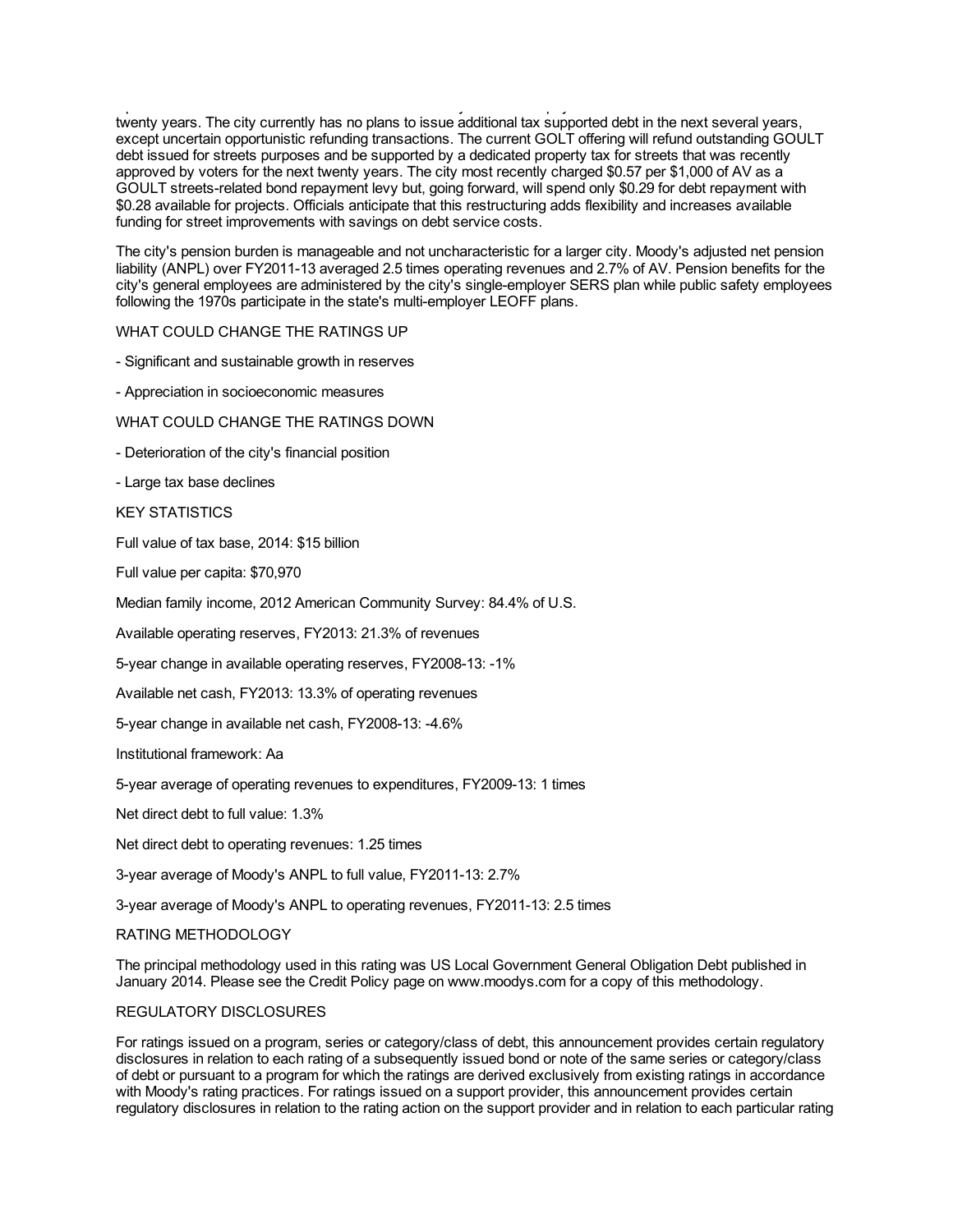twenty years. The city currently has no plans to issue additional tax supported debt in the next several years, except uncertain opportunistic refunding transactions. The current GOLT offering will refund outstanding GOULT debt issued for streets purposes and be supported by a dedicated property tax for streets that was recently approved by voters for the next twenty years. The city most recently charged $0.57 per $1,000 of AV as a GOULT streets-related bond repayment levy but, going forward, will spend only $0.29 for debt repayment with $0.28 available for projects. Officials anticipate that this restructuring adds flexibility and increases available funding for street improvements with savings on debt service costs.

The city's pension burden is manageable and not uncharacteristic for a larger city. Moody's adjusted net pension liability (ANPL) over FY2011-13 averaged 2.5 times operating revenues and 2.7% of AV. Pension benefits for the city's general employees are administered by the city's single-employer SERS plan while public safety employees following the 1970s participate in the state's multi-employer LEOFF plans.

WHAT COULD CHANGE THE RATINGS UP

- Significant and sustainable growth in reserves

- Appreciation in socioeconomic measures

WHAT COULD CHANGE THE RATINGS DOWN

- Deterioration of the city's financial position

- Large tax base declines

KEY STATISTICS

Full value of tax base, 2014: $15 billion

Full value per capita: $70,970

Median family income, 2012 American Community Survey: 84.4% of U.S.

Available operating reserves, FY2013: 21.3% of revenues

5-year change in available operating reserves, FY2008-13: -1%

Available net cash, FY2013: 13.3% of operating revenues

5-year change in available net cash, FY2008-13: -4.6%

Institutional framework: Aa

5-year average of operating revenues to expenditures, FY2009-13: 1 times

Net direct debt to full value: 1.3%

Net direct debt to operating revenues: 1.25 times

3-year average of Moody's ANPL to full value, FY2011-13: 2.7%

3-year average of Moody's ANPL to operating revenues, FY2011-13: 2.5 times

RATING METHODOLOGY

The principal methodology used in this rating was US Local Government General Obligation Debt published in January 2014. Please see the Credit Policy page on www.moodys.com for a copy of this methodology.

REGULATORY DISCLOSURES

For ratings issued on a program, series or category/class of debt, this announcement provides certain regulatory disclosures in relation to each rating of a subsequently issued bond or note of the same series or category/class of debt or pursuant to a program for which the ratings are derived exclusively from existing ratings in accordance with Moody's rating practices. For ratings issued on a support provider, this announcement provides certain regulatory disclosures in relation to the rating action on the support provider and in relation to each particular rating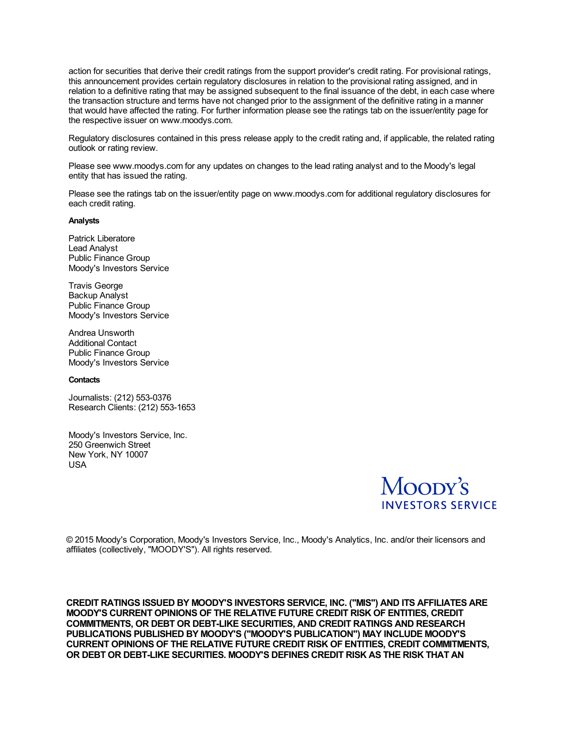action for securities that derive their credit ratings from the support provider's credit rating. For provisional ratings, this announcement provides certain regulatory disclosures in relation to the provisional rating assigned, and in relation to a definitive rating that may be assigned subsequent to the final issuance of the debt, in each case where the transaction structure and terms have not changed prior to the assignment of the definitive rating in a manner that would have affected the rating. For further information please see the ratings tab on the issuer/entity page for the respective issuer on www.moodys.com.

Regulatory disclosures contained in this press release apply to the credit rating and, if applicable, the related rating outlook or rating review.

Please see www.moodys.com for any updates on changes to the lead rating analyst and to the Moody's legal entity that has issued the rating.

Please see the ratings tab on the issuer/entity page on www.moodys.com for additional regulatory disclosures for each credit rating.

**Analysts**

Patrick Liberatore
Lead Analyst
Public Finance Group
Moody's Investors Service

Travis George
Backup Analyst
Public Finance Group
Moody's Investors Service

Andrea Unsworth
Additional Contact
Public Finance Group
Moody's Investors Service

**Contacts**

Journalists: (212) 553-0376
Research Clients: (212) 553-1653

Moody's Investors Service, Inc.
250 Greenwich Street
New York, NY 10007
USA

MOODY'S INVESTORS SERVICE

© 2015 Moody's Corporation, Moody's Investors Service, Inc., Moody's Analytics, Inc. and/or their licensors and affiliates (collectively, "MOODY'S"). All rights reserved.

**CREDIT RATINGS ISSUED BY MOODY'S INVESTORS SERVICE, INC. ("MIS") AND ITS AFFILIATES ARE MOODY'S CURRENT OPINIONS OF THE RELATIVE FUTURE CREDIT RISK OF ENTITIES, CREDIT COMMITMENTS, OR DEBT OR DEBT-LIKE SECURITIES, AND CREDIT RATINGS AND RESEARCH PUBLICATIONS PUBLISHED BY MOODY'S ("MOODY'S PUBLICATION") MAY INCLUDE MOODY'S CURRENT OPINIONS OF THE RELATIVE FUTURE CREDIT RISK OF ENTITIES, CREDIT COMMITMENTS, OR DEBT OR DEBT-LIKE SECURITIES. MOODY'S DEFINES CREDIT RISK AS THE RISK THAT AN**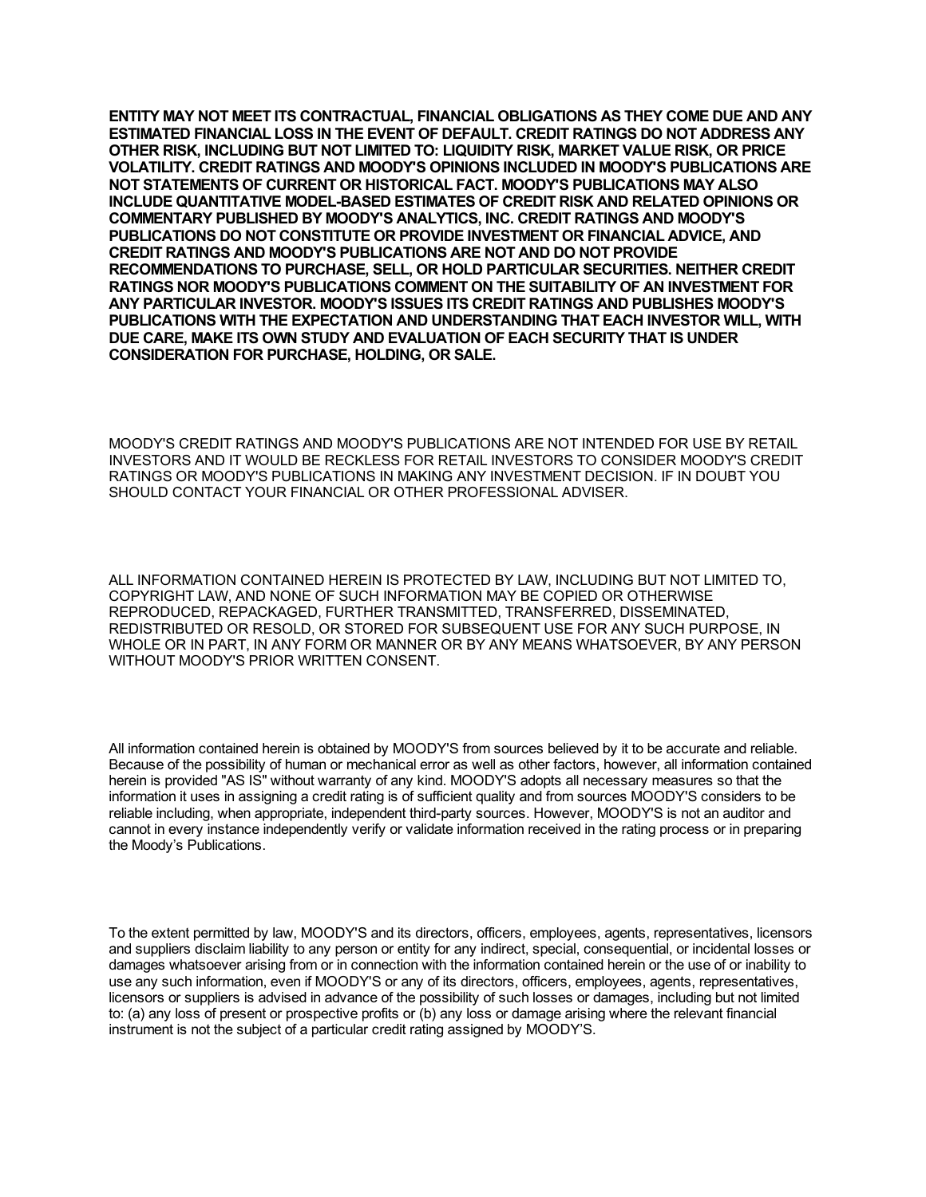**ENTITY MAY NOT MEET ITS CONTRACTUAL, FINANCIAL OBLIGATIONS AS THEY COME DUE AND ANY ESTIMATED FINANCIAL LOSS IN THE EVENT OF DEFAULT. CREDIT RATINGS DO NOT ADDRESS ANY OTHER RISK, INCLUDING BUT NOT LIMITED TO: LIQUIDITY RISK, MARKET VALUE RISK, OR PRICE VOLATILITY. CREDIT RATINGS AND MOODY'S OPINIONS INCLUDED IN MOODY'S PUBLICATIONS ARE NOT STATEMENTS OF CURRENT OR HISTORICAL FACT. MOODY'S PUBLICATIONS MAY ALSO INCLUDE QUANTITATIVE MODEL-BASED ESTIMATES OF CREDIT RISK AND RELATED OPINIONS OR COMMENTARY PUBLISHED BY MOODY'S ANALYTICS, INC. CREDIT RATINGS AND MOODY'S PUBLICATIONS DO NOT CONSTITUTE OR PROVIDE INVESTMENT OR FINANCIAL ADVICE, AND CREDIT RATINGS AND MOODY'S PUBLICATIONS ARE NOT AND DO NOT PROVIDE RECOMMENDATIONS TO PURCHASE, SELL, OR HOLD PARTICULAR SECURITIES. NEITHER CREDIT RATINGS NOR MOODY'S PUBLICATIONS COMMENT ON THE SUITABILITY OF AN INVESTMENT FOR ANY PARTICULAR INVESTOR. MOODY'S ISSUES ITS CREDIT RATINGS AND PUBLISHES MOODY'S PUBLICATIONS WITH THE EXPECTATION AND UNDERSTANDING THAT EACH INVESTOR WILL, WITH DUE CARE, MAKE ITS OWN STUDY AND EVALUATION OF EACH SECURITY THAT IS UNDER CONSIDERATION FOR PURCHASE, HOLDING, OR SALE.**

MOODY'S CREDIT RATINGS AND MOODY'S PUBLICATIONS ARE NOT INTENDED FOR USE BY RETAIL INVESTORS AND IT WOULD BE RECKLESS FOR RETAIL INVESTORS TO CONSIDER MOODY'S CREDIT RATINGS OR MOODY'S PUBLICATIONS IN MAKING ANY INVESTMENT DECISION. IF IN DOUBT YOU SHOULD CONTACT YOUR FINANCIAL OR OTHER PROFESSIONAL ADVISER.

ALL INFORMATION CONTAINED HEREIN IS PROTECTED BY LAW, INCLUDING BUT NOT LIMITED TO, COPYRIGHT LAW, AND NONE OF SUCH INFORMATION MAY BE COPIED OR OTHERWISE REPRODUCED, REPACKAGED, FURTHER TRANSMITTED, TRANSFERRED, DISSEMINATED, REDISTRIBUTED OR RESOLD, OR STORED FOR SUBSEQUENT USE FOR ANY SUCH PURPOSE, IN WHOLE OR IN PART, IN ANY FORM OR MANNER OR BY ANY MEANS WHATSOEVER, BY ANY PERSON WITHOUT MOODY'S PRIOR WRITTEN CONSENT.

All information contained herein is obtained by MOODY'S from sources believed by it to be accurate and reliable. Because of the possibility of human or mechanical error as well as other factors, however, all information contained herein is provided "AS IS" without warranty of any kind. MOODY'S adopts all necessary measures so that the information it uses in assigning a credit rating is of sufficient quality and from sources MOODY'S considers to be reliable including, when appropriate, independent third-party sources. However, MOODY'S is not an auditor and cannot in every instance independently verify or validate information received in the rating process or in preparing the Moody’s Publications.

To the extent permitted by law, MOODY'S and its directors, officers, employees, agents, representatives, licensors and suppliers disclaim liability to any person or entity for any indirect, special, consequential, or incidental losses or damages whatsoever arising from or in connection with the information contained herein or the use of or inability to use any such information, even if MOODY'S or any of its directors, officers, employees, agents, representatives, licensors or suppliers is advised in advance of the possibility of such losses or damages, including but not limited to: (a) any loss of present or prospective profits or (b) any loss or damage arising where the relevant financial instrument is not the subject of a particular credit rating assigned by MOODY’S.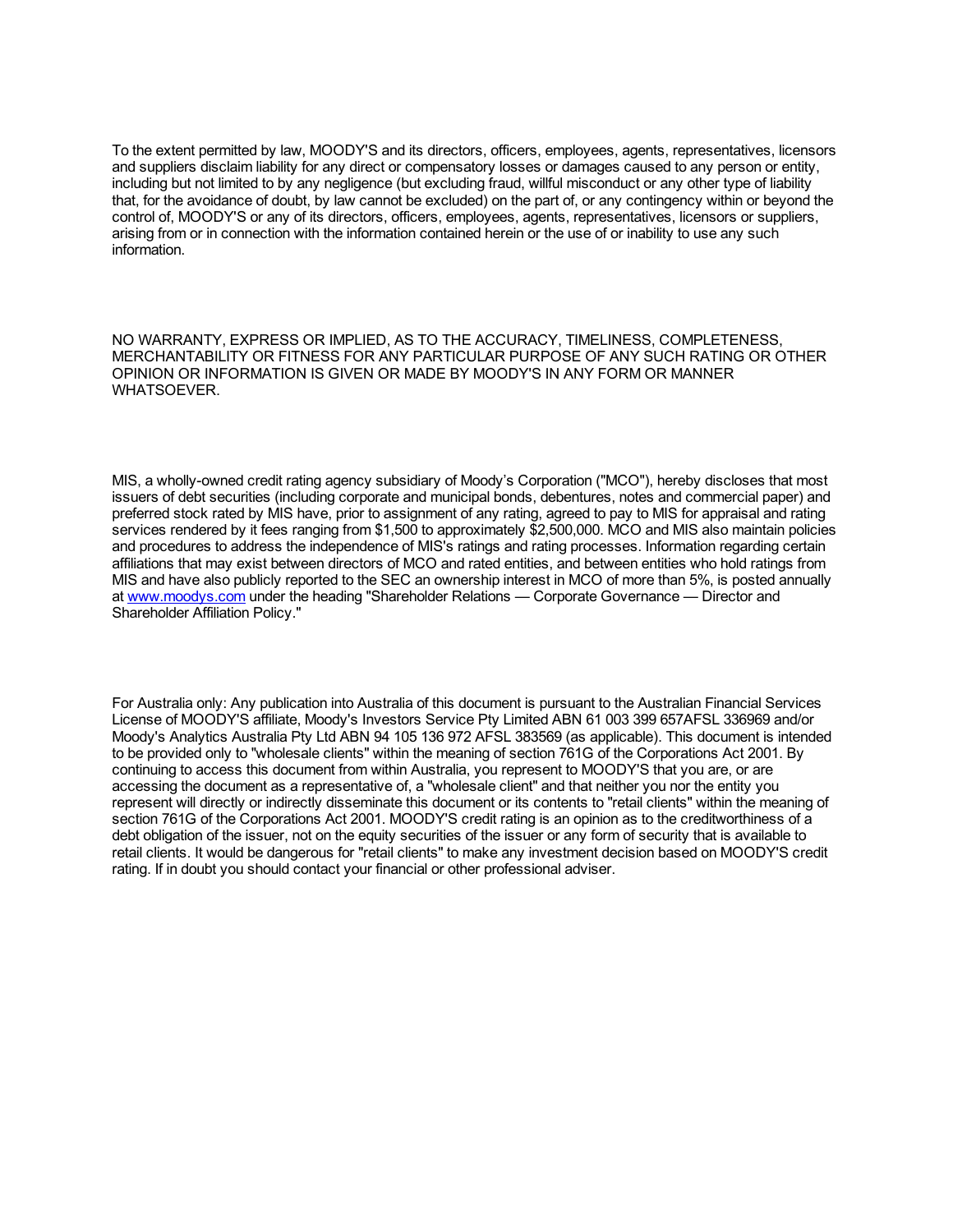To the extent permitted by law, MOODY'S and its directors, officers, employees, agents, representatives, licensors and suppliers disclaim liability for any direct or compensatory losses or damages caused to any person or entity, including but not limited to by any negligence (but excluding fraud, willful misconduct or any other type of liability that, for the avoidance of doubt, by law cannot be excluded) on the part of, or any contingency within or beyond the control of, MOODY'S or any of its directors, officers, employees, agents, representatives, licensors or suppliers, arising from or in connection with the information contained herein or the use of or inability to use any such information.

NO WARRANTY, EXPRESS OR IMPLIED, AS TO THE ACCURACY, TIMELINESS, COMPLETENESS, MERCHANTABILITY OR FITNESS FOR ANY PARTICULAR PURPOSE OF ANY SUCH RATING OR OTHER OPINION OR INFORMATION IS GIVEN OR MADE BY MOODY'S IN ANY FORM OR MANNER WHATSOEVER.

MIS, a wholly-owned credit rating agency subsidiary of Moody's Corporation ("MCO"), hereby discloses that most issuers of debt securities (including corporate and municipal bonds, debentures, notes and commercial paper) and preferred stock rated by MIS have, prior to assignment of any rating, agreed to pay to MIS for appraisal and rating services rendered by it fees ranging from $1,500 to approximately $2,500,000. MCO and MIS also maintain policies and procedures to address the independence of MIS's ratings and rating processes. Information regarding certain affiliations that may exist between directors of MCO and rated entities, and between entities who hold ratings from MIS and have also publicly reported to the SEC an ownership interest in MCO of more than 5%, is posted annually at www.moodys.com under the heading "Shareholder Relations — Corporate Governance — Director and Shareholder Affiliation Policy."

For Australia only: Any publication into Australia of this document is pursuant to the Australian Financial Services License of MOODY'S affiliate, Moody's Investors Service Pty Limited ABN 61 003 399 657AFSL 336969 and/or Moody's Analytics Australia Pty Ltd ABN 94 105 136 972 AFSL 383569 (as applicable). This document is intended to be provided only to "wholesale clients" within the meaning of section 761G of the Corporations Act 2001. By continuing to access this document from within Australia, you represent to MOODY'S that you are, or are accessing the document as a representative of, a "wholesale client" and that neither you nor the entity you represent will directly or indirectly disseminate this document or its contents to "retail clients" within the meaning of section 761G of the Corporations Act 2001. MOODY'S credit rating is an opinion as to the creditworthiness of a debt obligation of the issuer, not on the equity securities of the issuer or any form of security that is available to retail clients. It would be dangerous for "retail clients" to make any investment decision based on MOODY'S credit rating. If in doubt you should contact your financial or other professional adviser.